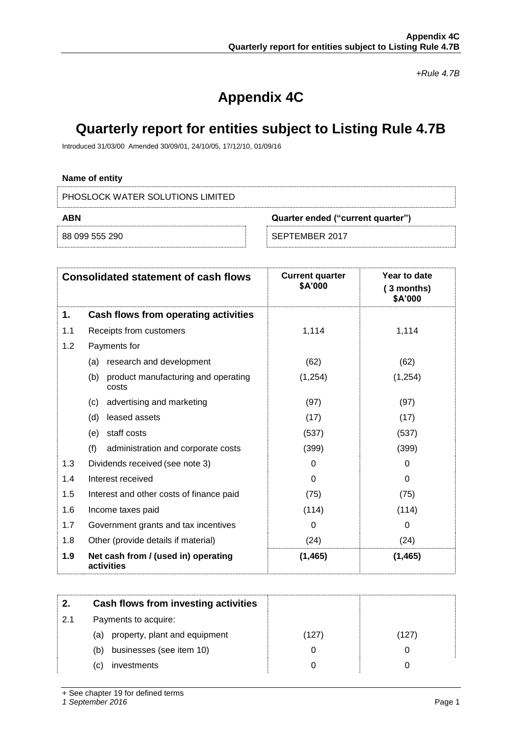*+Rule 4.7B*

# Appendix 4C

# Quarterly report for entities subject to Listing Rule 4.7B

Introduced 31/03/00 Amended 30/09/01, 24/10/05, 17/12/10, 01/09/16

**Name of entity**

PHOSLOCK WATER SOLUTIONS LIMITED

| **ABN** | **Quarter ended ("current quarter")** |
|---|---|
| 88 099 555 290 | SEPTEMBER 2017 |

| **Consolidated statement of cash flows** | | **Current quarter $A'000** | **Year to date (3 months) $A'000** |
|---|---|---|---|
| **1.** | **Cash flows from operating activities** | | |
| 1.1 | Receipts from customers | 1,114 | 1,114 |
| 1.2 | Payments for | | |
| | (a) research and development | (62) | (62) |
| | (b) product manufacturing and operating costs | (1,254) | (1,254) |
| | (c) advertising and marketing | (97) | (97) |
| | (d) leased assets | (17) | (17) |
| | (e) staff costs | (537) | (537) |
| | (f) administration and corporate costs | (399) | (399) |
| 1.3 | Dividends received (see note 3) | 0 | 0 |
| 1.4 | Interest received | 0 | 0 |
| 1.5 | Interest and other costs of finance paid | (75) | (75) |
| 1.6 | Income taxes paid | (114) | (114) |
| 1.7 | Government grants and tax incentives | 0 | 0 |
| 1.8 | Other (provide details if material) | (24) | (24) |
| **1.9** | **Net cash from / (used in) operating activities** | **(1,465)** | **(1,465)** |
| **2.** | **Cash flows from investing activities** | | |
| 2.1 | Payments to acquire: | | |
| | (a) property, plant and equipment | (127) | (127) |
| | (b) businesses (see item 10) | 0 | 0 |
| | (c) investments | 0 | 0 |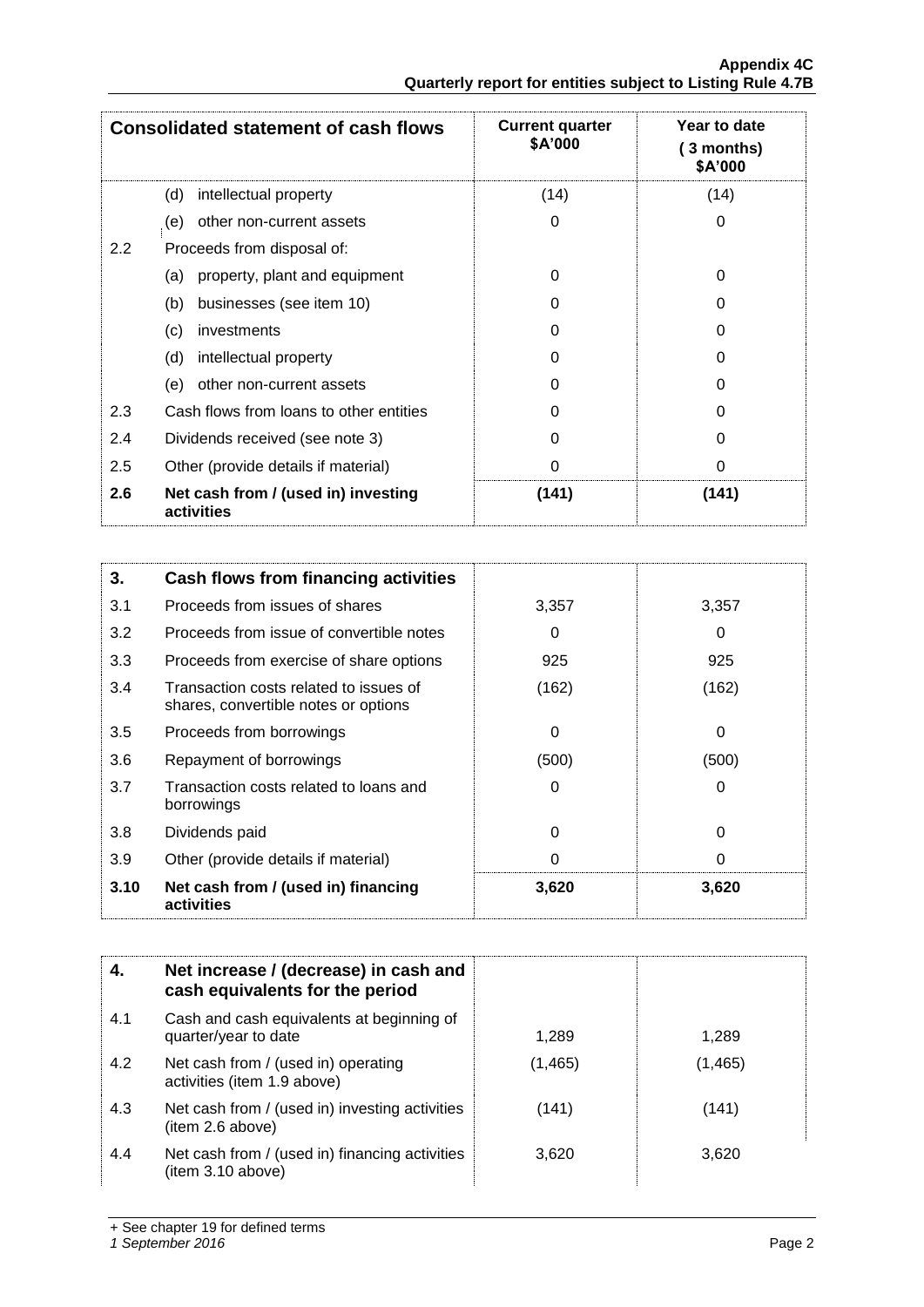| Consolidated statement of cash flows | | Current quarter $A'000 | Year to date (3 months) $A'000 |
|---|---|---|---|
| | (d) intellectual property | (14) | (14) |
| | (e) other non-current assets | 0 | 0 |
| 2.2 | Proceeds from disposal of: | | |
| | (a) property, plant and equipment | 0 | 0 |
| | (b) businesses (see item 10) | 0 | 0 |
| | (c) investments | 0 | 0 |
| | (d) intellectual property | 0 | 0 |
| | (e) other non-current assets | 0 | 0 |
| 2.3 | Cash flows from loans to other entities | 0 | 0 |
| 2.4 | Dividends received (see note 3) | 0 | 0 |
| 2.5 | Other (provide details if material) | 0 | 0 |
| **2.6** | **Net cash from / (used in) investing activities** | **(141)** | **(141)** |

| **3.** | **Cash flows from financing activities** | | |
|---|---|---|---|
| 3.1 | Proceeds from issues of shares | 3,357 | 3,357 |
| 3.2 | Proceeds from issue of convertible notes | 0 | 0 |
| 3.3 | Proceeds from exercise of share options | 925 | 925 |
| 3.4 | Transaction costs related to issues of shares, convertible notes or options | (162) | (162) |
| 3.5 | Proceeds from borrowings | 0 | 0 |
| 3.6 | Repayment of borrowings | (500) | (500) |
| 3.7 | Transaction costs related to loans and borrowings | 0 | 0 |
| 3.8 | Dividends paid | 0 | 0 |
| 3.9 | Other (provide details if material) | 0 | 0 |
| **3.10** | **Net cash from / (used in) financing activities** | **3,620** | **3,620** |

| **4.** | **Net increase / (decrease) in cash and cash equivalents for the period** | | |
|---|---|---|---|
| 4.1 | Cash and cash equivalents at beginning of quarter/year to date | 1,289 | 1,289 |
| 4.2 | Net cash from / (used in) operating activities (item 1.9 above) | (1,465) | (1,465) |
| 4.3 | Net cash from / (used in) investing activities (item 2.6 above) | (141) | (141) |
| 4.4 | Net cash from / (used in) financing activities (item 3.10 above) | 3,620 | 3,620 |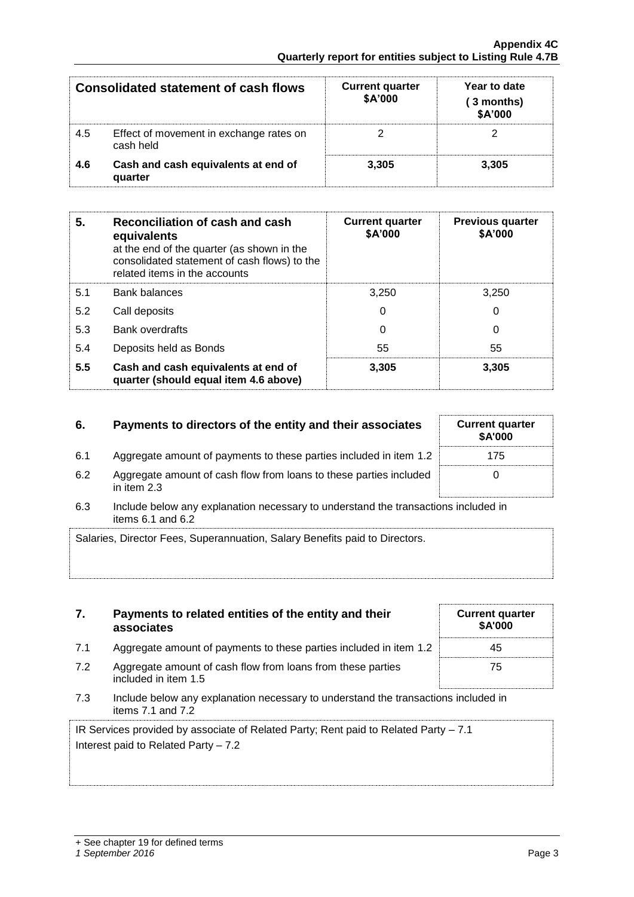| Consolidated statement of cash flows | | Current quarter $A'000 | Year to date (3 months) $A'000 |
|---|---|---|---|
| 4.5 | Effect of movement in exchange rates on cash held | 2 | 2 |
| **4.6** | **Cash and cash equivalents at end of quarter** | **3,305** | **3,305** |

| 5. | **Reconciliation of cash and cash equivalents** at the end of the quarter (as shown in the consolidated statement of cash flows) to the related items in the accounts | Current quarter $A'000 | Previous quarter $A'000 |
|---|---|---|---|
| 5.1 | Bank balances | 3,250 | 3,250 |
| 5.2 | Call deposits | 0 | 0 |
| 5.3 | Bank overdrafts | 0 | 0 |
| 5.4 | Deposits held as Bonds | 55 | 55 |
| **5.5** | **Cash and cash equivalents at end of quarter (should equal item 4.6 above)** | **3,305** | **3,305** |

| 6. | **Payments to directors of the entity and their associates** | Current quarter $A'000 |
|---|---|---|
| 6.1 | Aggregate amount of payments to these parties included in item 1.2 | 175 |
| 6.2 | Aggregate amount of cash flow from loans to these parties included in item 2.3 | 0 |

6.3 Include below any explanation necessary to understand the transactions included in items 6.1 and 6.2

Salaries, Director Fees, Superannuation, Salary Benefits paid to Directors.

| 7. | **Payments to related entities of the entity and their associates** | Current quarter $A'000 |
|---|---|---|
| 7.1 | Aggregate amount of payments to these parties included in item 1.2 | 45 |
| 7.2 | Aggregate amount of cash flow from loans from these parties included in item 1.5 | 75 |

7.3 Include below any explanation necessary to understand the transactions included in items 7.1 and 7.2

IR Services provided by associate of Related Party; Rent paid to Related Party – 7.1
Interest paid to Related Party – 7.2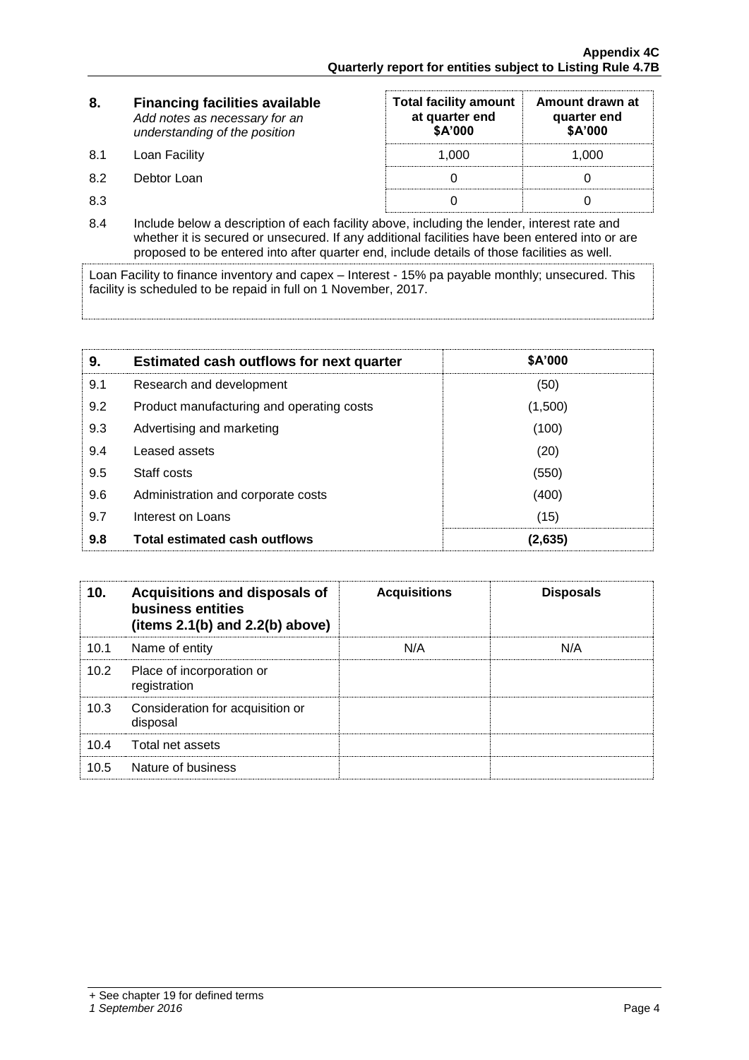| 8. | **Financing facilities available** *Add notes as necessary for an understanding of the position* | **Total facility amount at quarter end $A'000** | **Amount drawn at quarter end $A'000** |
|---|---|---|---|
| 8.1 | Loan Facility | 1,000 | 1,000 |
| 8.2 | Debtor Loan | 0 | 0 |
| 8.3 | | 0 | 0 |

8.4 Include below a description of each facility above, including the lender, interest rate and whether it is secured or unsecured. If any additional facilities have been entered into or are proposed to be entered into after quarter end, include details of those facilities as well.

Loan Facility to finance inventory and capex – Interest - 15% pa payable monthly; unsecured. This facility is scheduled to be repaid in full on 1 November, 2017.

| 9. | **Estimated cash outflows for next quarter** | **$A'000** |
|---|---|---|
| 9.1 | Research and development | (50) |
| 9.2 | Product manufacturing and operating costs | (1,500) |
| 9.3 | Advertising and marketing | (100) |
| 9.4 | Leased assets | (20) |
| 9.5 | Staff costs | (550) |
| 9.6 | Administration and corporate costs | (400) |
| 9.7 | Interest on Loans | (15) |
| **9.8** | **Total estimated cash outflows** | **(2,635)** |

| 10. | **Acquisitions and disposals of business entities (items 2.1(b) and 2.2(b) above)** | **Acquisitions** | **Disposals** |
|---|---|---|---|
| 10.1 | Name of entity | N/A | N/A |
| 10.2 | Place of incorporation or registration | | |
| 10.3 | Consideration for acquisition or disposal | | |
| 10.4 | Total net assets | | |
| 10.5 | Nature of business | | |

+ See chapter 19 for defined terms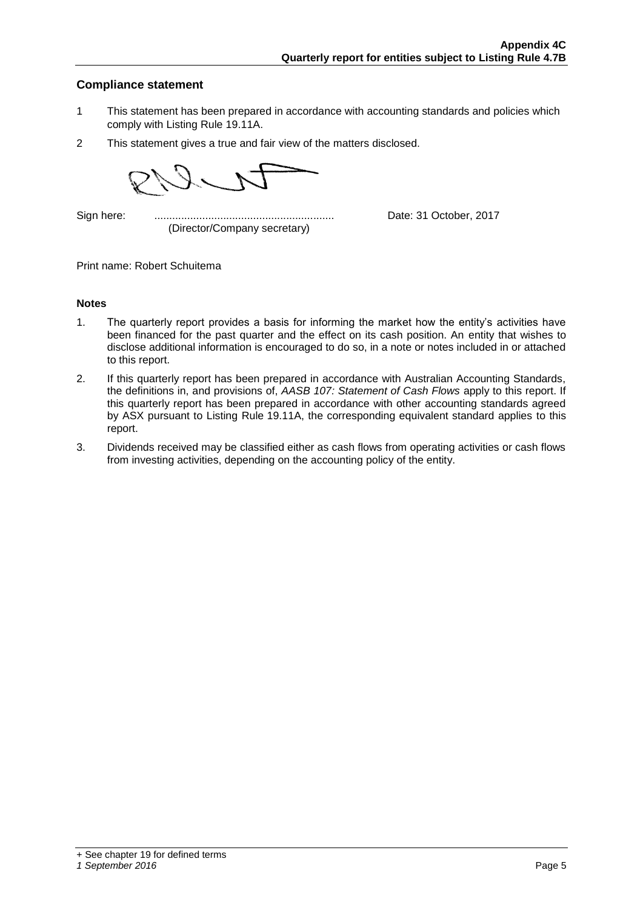## Compliance statement

1. This statement has been prepared in accordance with accounting standards and policies which comply with Listing Rule 19.11A.
2. This statement gives a true and fair view of the matters disclosed.

Sign here: ............................................................ Date: 31 October, 2017
(Director/Company secretary)

Print name: Robert Schuitema

**Notes**

1. The quarterly report provides a basis for informing the market how the entity's activities have been financed for the past quarter and the effect on its cash position. An entity that wishes to disclose additional information is encouraged to do so, in a note or notes included in or attached to this report.
2. If this quarterly report has been prepared in accordance with Australian Accounting Standards, the definitions in, and provisions of, *AASB 107: Statement of Cash Flows* apply to this report. If this quarterly report has been prepared in accordance with other accounting standards agreed by ASX pursuant to Listing Rule 19.11A, the corresponding equivalent standard applies to this report.
3. Dividends received may be classified either as cash flows from operating activities or cash flows from investing activities, depending on the accounting policy of the entity.